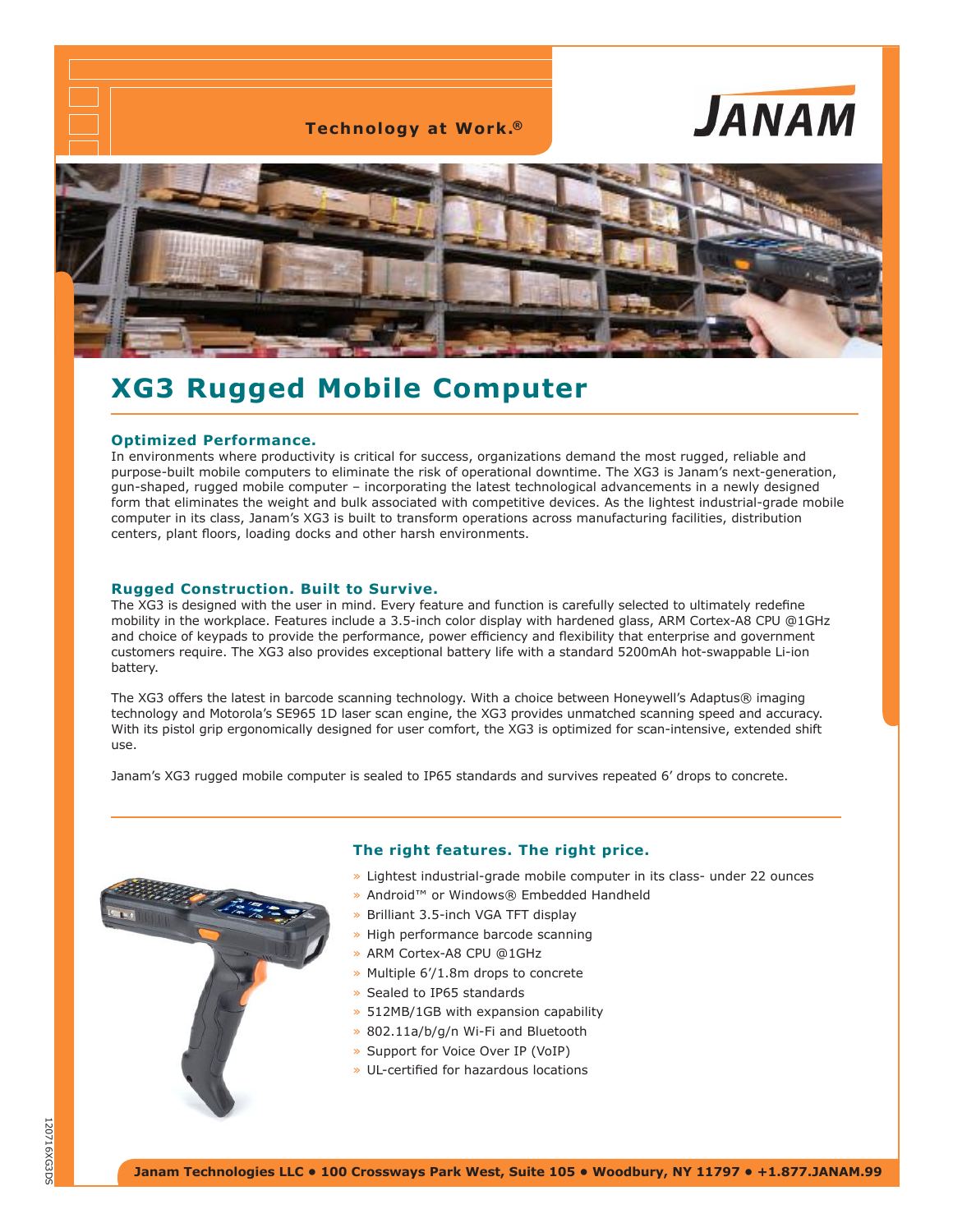Technology at Work.®

JANAM

# XG3 Rugged Mobile Computer

### Optimized Performance.

In environments where productivity is critical for success, organizations demand the most rugged, reliable and purpose-built mobile computers to eliminate the risk of operational downtime. The XG3 is Janam's next-generation, gun-shaped, rugged mobile computer – incorporating the latest technological advancements in a newly designed form that eliminates the weight and bulk associated with competitive devices. As the lightest industrial-grade mobile computer in its class, Janam's XG3 is built to transform operations across manufacturing facilities, distribution centers, plant floors, loading docks and other harsh environments.

### Rugged Construction. Built to Survive.

The XG3 is designed with the user in mind. Every feature and function is carefully selected to ultimately redefine mobility in the workplace. Features include a 3.5-inch color display with hardened glass, ARM Cortex-A8 CPU @1GHz and choice of keypads to provide the performance, power efficiency and flexibility that enterprise and government customers require. The XG3 also provides exceptional battery life with a standard 5200mAh hot-swappable Li-ion battery.

The XG3 offers the latest in barcode scanning technology. With a choice between Honeywell's Adaptus® imaging technology and Motorola's SE965 1D laser scan engine, the XG3 provides unmatched scanning speed and accuracy. With its pistol grip ergonomically designed for user comfort, the XG3 is optimized for scan-intensive, extended shift use.

Janam's XG3 rugged mobile computer is sealed to IP65 standards and survives repeated 6' drops to concrete.

### The right features. The right price.

- Lightest industrial-grade mobile computer in its class- under 22 ounces
- Android™ or Windows® Embedded Handheld
- Brilliant 3.5-inch VGA TFT display
- High performance barcode scanning
- ARM Cortex-A8 CPU @1GHz
- Multiple 6'/1.8m drops to concrete
- Sealed to IP65 standards
- 512MB/1GB with expansion capability
- 802.11a/b/g/n Wi-Fi and Bluetooth
- Support for Voice Over IP (VoIP)
- UL-certified for hazardous locations

120716XG3DS

**Janam Technologies LLC • 100 Crossways Park West, Suite 105 • Woodbury, NY 11797 • +1.877.JANAM.99**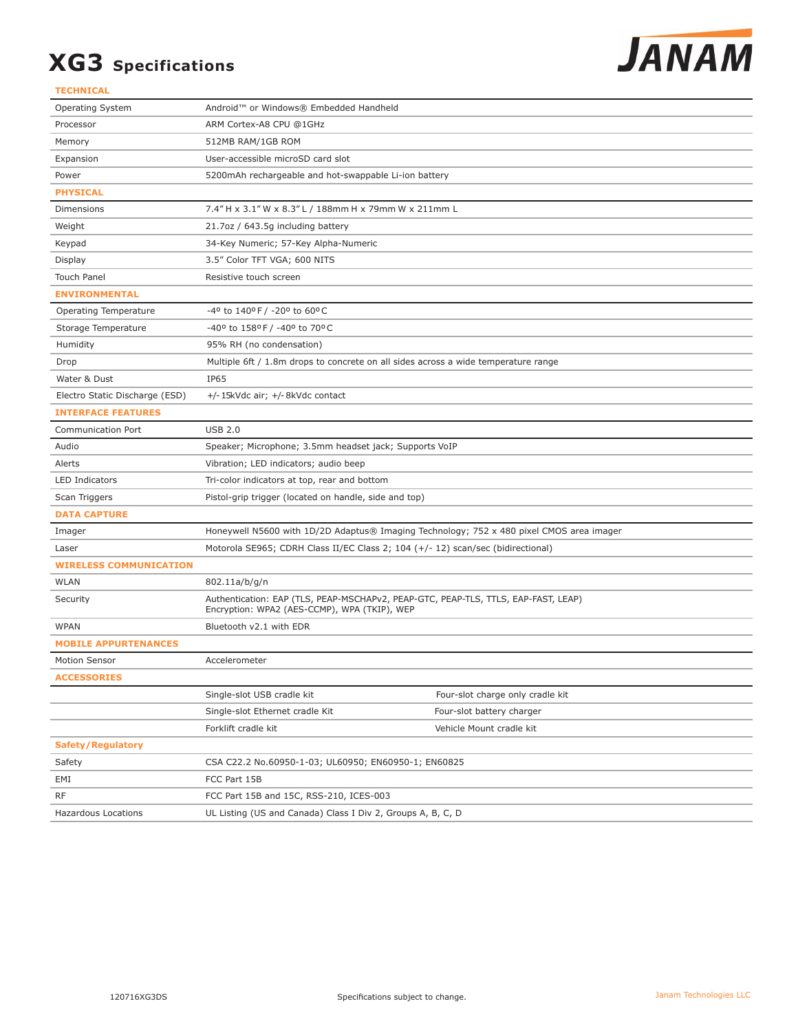# XG3 Specifications

JANAM

### TECHNICAL

| | |
|---|---|
| Operating System | Android™ or Windows® Embedded Handheld |
| Processor | ARM Cortex-A8 CPU @1GHz |
| Memory | 512MB RAM/1GB ROM |
| Expansion | User-accessible microSD card slot |
| Power | 5200mAh rechargeable and hot-swappable Li-ion battery |

### PHYSICAL

| | |
|---|---|
| Dimensions | 7.4" H x 3.1" W x 8.3" L / 188mm H x 79mm W x 211mm L |
| Weight | 21.7oz / 643.5g including battery |
| Keypad | 34-Key Numeric; 57-Key Alpha-Numeric |
| Display | 3.5" Color TFT VGA; 600 NITS |
| Touch Panel | Resistive touch screen |

### ENVIRONMENTAL

| | |
|---|---|
| Operating Temperature | -4º to 140ºF / -20º to 60ºC |
| Storage Temperature | -40º to 158ºF / -40º to 70ºC |
| Humidity | 95% RH (no condensation) |
| Drop | Multiple 6ft / 1.8m drops to concrete on all sides across a wide temperature range |
| Water & Dust | IP65 |
| Electro Static Discharge (ESD) | +/- 15kVdc air; +/- 8kVdc contact |

### INTERFACE FEATURES

| | |
|---|---|
| Communication Port | USB 2.0 |
| Audio | Speaker; Microphone; 3.5mm headset jack; Supports VoIP |
| Alerts | Vibration; LED indicators; audio beep |
| LED Indicators | Tri-color indicators at top, rear and bottom |
| Scan Triggers | Pistol-grip trigger (located on handle, side and top) |

### DATA CAPTURE

| | |
|---|---|
| Imager | Honeywell N5600 with 1D/2D Adaptus® Imaging Technology; 752 x 480 pixel CMOS area imager |
| Laser | Motorola SE965; CDRH Class II/EC Class 2; 104 (+/- 12) scan/sec (bidirectional) |

### WIRELESS COMMUNICATION

| | |
|---|---|
| WLAN | 802.11a/b/g/n |
| Security | Authentication: EAP (TLS, PEAP-MSCHAPv2, PEAP-GTC, PEAP-TLS, TTLS, EAP-FAST, LEAP)<br>Encryption: WPA2 (AES-CCMP), WPA (TKIP), WEP |
| WPAN | Bluetooth v2.1 with EDR |

### MOBILE APPURTENANCES

| | |
|---|---|
| Motion Sensor | Accelerometer |

### ACCESSORIES

| | |
|---|---|
| Single-slot USB cradle kit | Four-slot charge only cradle kit |
| Single-slot Ethernet cradle Kit | Four-slot battery charger |
| Forklift cradle kit | Vehicle Mount cradle kit |

### Safety/Regulatory

| | |
|---|---|
| Safety | CSA C22.2 No.60950-1-03; UL60950; EN60950-1; EN60825 |
| EMI | FCC Part 15B |
| RF | FCC Part 15B and 15C, RSS-210, ICES-003 |
| Hazardous Locations | UL Listing (US and Canada) Class I Div 2, Groups A, B, C, D |

120716XG3DS

Specifications subject to change.

Janam Technologies LLC